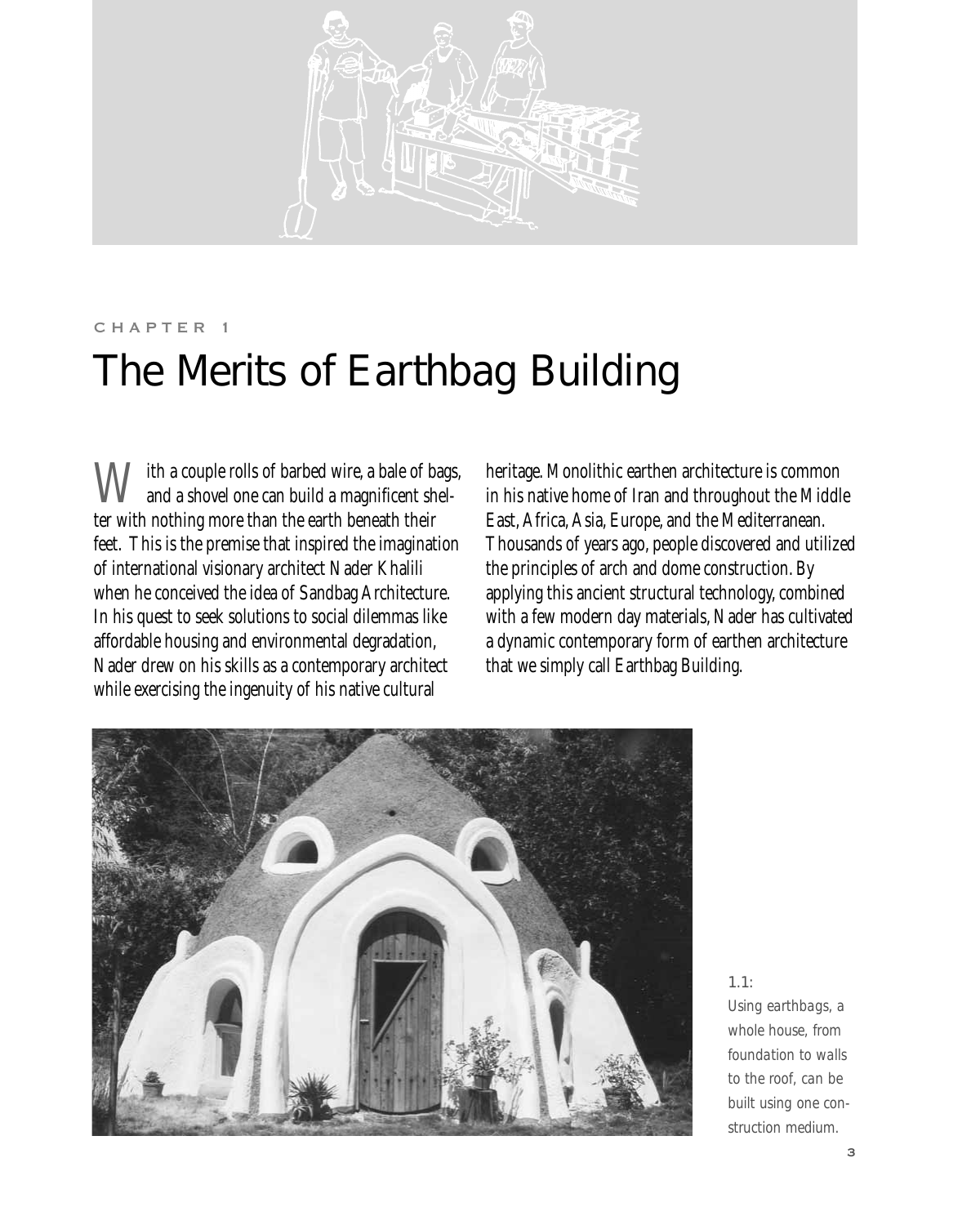CHAPTER 1

# The Merits of Earthbag Building

With a couple rolls of barbed wire, a bale of bags, and a shovel one can build a magnificent shelter with nothing more than the earth beneath their feet. This is the premise that inspired the imagination of international visionary architect Nader Khalili when he conceived the idea of Sandbag Architecture. In his quest to seek solutions to social dilemmas like affordable housing and environmental degradation, Nader drew on his skills as a contemporary architect while exercising the ingenuity of his native cultural heritage. Monolithic earthen architecture is common in his native home of Iran and throughout the Middle East, Africa, Asia, Europe, and the Mediterranean. Thousands of years ago, people discovered and utilized the principles of arch and dome construction. By applying this ancient structural technology, combined with a few modern day materials, Nader has cultivated a dynamic contemporary form of earthen architecture that we simply call Earthbag Building.

*1.1: Using earthbags, a whole house, from foundation to walls to the roof, can be built using one construction medium.*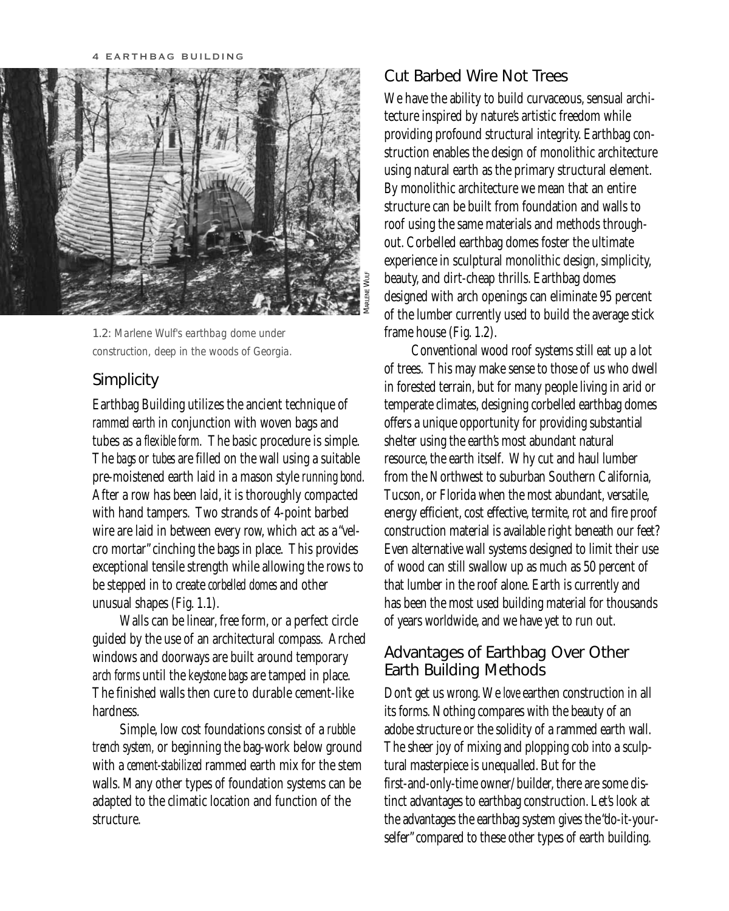1.2: Marlene Wulf's earthbag dome under construction, deep in the woods of Georgia.

## Simplicity

Earthbag Building utilizes the ancient technique of *rammed earth* in conjunction with woven bags and tubes as a *flexible form.* The basic procedure is simple. The *bags* or *tubes* are filled on the wall using a suitable pre-moistened earth laid in a mason style *running bond.* After a row has been laid, it is thoroughly compacted with hand tampers. Two strands of 4-point barbed wire are laid in between every row, which act as a "velcro mortar" cinching the bags in place. This provides exceptional tensile strength while allowing the rows to be stepped in to create *corbelled domes* and other unusual shapes (Fig. 1.1).

Walls can be linear, free form, or a perfect circle guided by the use of an architectural compass. Arched windows and doorways are built around temporary *arch forms* until the *keystone bags* are tamped in place. The finished walls then cure to durable cement-like hardness.

Simple, low cost foundations consist of a *rubble trench system,* or beginning the bag-work below ground with a *cement-stabilized* rammed earth mix for the stem walls. Many other types of foundation systems can be adapted to the climatic location and function of the structure.

## Cut Barbed Wire Not Trees

We have the ability to build curvaceous, sensual architecture inspired by nature's artistic freedom while providing profound structural integrity. Earthbag construction enables the design of monolithic architecture using natural earth as the primary structural element. By monolithic architecture we mean that an entire structure can be built from foundation and walls to roof using the same materials and methods throughout. Corbelled earthbag domes foster the ultimate experience in sculptural monolithic design, simplicity, beauty, and dirt-cheap thrills. Earthbag domes designed with arch openings can eliminate 95 percent of the lumber currently used to build the average stick frame house (Fig. 1.2).

Conventional wood roof systems still eat up a lot of trees. This may make sense to those of us who dwell in forested terrain, but for many people living in arid or temperate climates, designing corbelled earthbag domes offers a unique opportunity for providing substantial shelter using the earth's most abundant natural resource, the earth itself. Why cut and haul lumber from the Northwest to suburban Southern California, Tucson, or Florida when the most abundant, versatile, energy efficient, cost effective, termite, rot and fire proof construction material is available right beneath our feet? Even alternative wall systems designed to limit their use of wood can still swallow up as much as 50 percent of that lumber in the roof alone. Earth is currently and has been the most used building material for thousands of years worldwide, and we have yet to run out.

## Advantages of Earthbag Over Other Earth Building Methods

Don't get us wrong. We *love* earthen construction in all its forms. Nothing compares with the beauty of an adobe structure or the solidity of a rammed earth wall. The sheer joy of mixing and plopping cob into a sculptural masterpiece is unequalled. But for the first-and-only-time owner/builder, there are some distinct advantages to earthbag construction. Let's look at the advantages the earthbag system gives the "do-it-yourselfer" compared to these other types of earth building.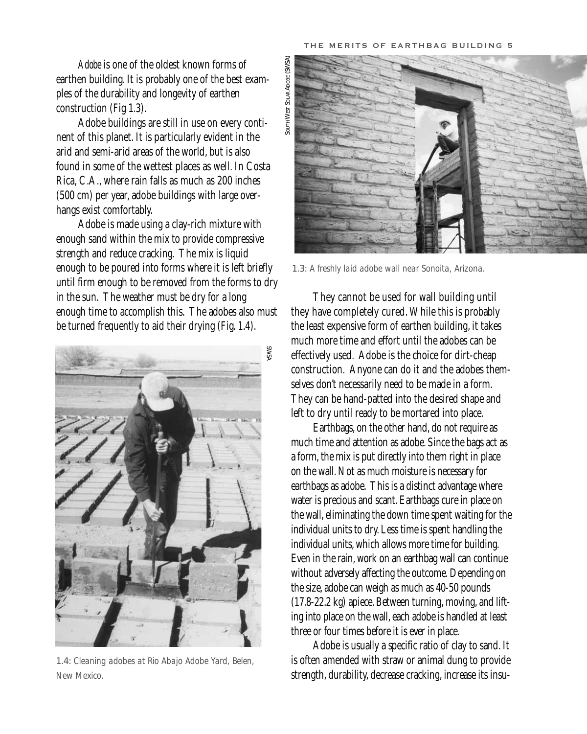*Adobe* is one of the oldest known forms of earthen building. It is probably one of the best examples of the durability and longevity of earthen construction (Fig 1.3).

Adobe buildings are still in use on every continent of this planet. It is particularly evident in the arid and semi-arid areas of the world, but is also found in some of the wettest places as well. In Costa Rica, C.A., where rain falls as much as 200 inches (500 cm) per year, adobe buildings with large overhangs exist comfortably.

Adobe is made using a clay-rich mixture with enough sand within the mix to provide compressive strength and reduce cracking. The mix is liquid enough to be poured into forms where it is left briefly until firm enough to be removed from the forms to dry in the sun. The weather must be dry for a long enough time to accomplish this. The adobes also must be turned frequently to aid their drying (Fig. 1.4).

1.4: *Cleaning adobes at Rio Abajo Adobe Yard, Belen, New Mexico.*

1.3: *A freshly laid adobe wall near Sonoita, Arizona.*

They cannot be used for wall building until they have completely cured. While this is probably the least expensive form of earthen building, it takes much more time and effort until the adobes can be effectively used. Adobe is the choice for dirt-cheap construction. Anyone can do it and the adobes themselves don't necessarily need to be made in a form. They can be hand-patted into the desired shape and left to dry until ready to be mortared into place.

Earthbags, on the other hand, do not require as much time and attention as adobe. Since the bags act as a form, the mix is put directly into them right in place on the wall. Not as much moisture is necessary for earthbags as adobe. This is a distinct advantage where water is precious and scant. Earthbags cure in place on the wall, eliminating the down time spent waiting for the individual units to dry. Less time is spent handling the individual units, which allows more time for building. Even in the rain, work on an earthbag wall can continue without adversely affecting the outcome. Depending on the size, adobe can weigh as much as 40-50 pounds (17.8-22.2 kg) apiece. Between turning, moving, and lifting into place on the wall, each adobe is handled at least three or four times before it is ever in place.

Adobe is usually a specific ratio of clay to sand. It is often amended with straw or animal dung to provide strength, durability, decrease cracking, increase its insu-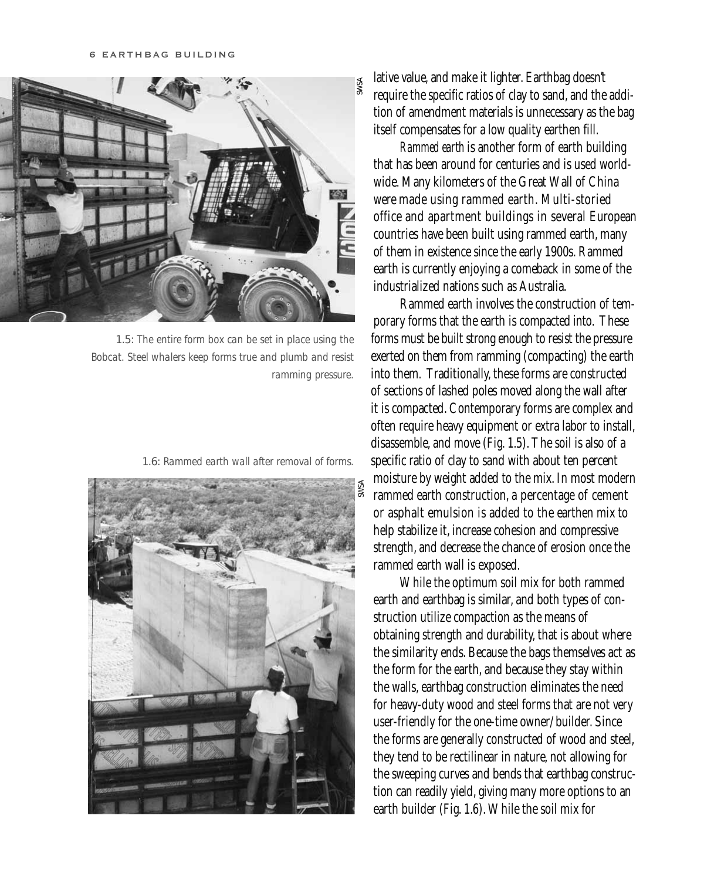1.5: The entire form box can be set in place using the Bobcat. Steel whalers keep forms true and plumb and resist ramming pressure.

1.6: Rammed earth wall after removal of forms.

lative value, and make it lighter. Earthbag doesn't require the specific ratios of clay to sand, and the addition of amendment materials is unnecessary as the bag itself compensates for a low quality earthen fill.

*Rammed earth* is another form of earth building that has been around for centuries and is used worldwide. Many kilometers of the Great Wall of China were made using rammed earth. Multi-storied office and apartment buildings in several European countries have been built using rammed earth, many of them in existence since the early 1900s. Rammed earth is currently enjoying a comeback in some of the industrialized nations such as Australia.

Rammed earth involves the construction of temporary forms that the earth is compacted into. These forms must be built strong enough to resist the pressure exerted on them from ramming (compacting) the earth into them. Traditionally, these forms are constructed of sections of lashed poles moved along the wall after it is compacted. Contemporary forms are complex and often require heavy equipment or extra labor to install, disassemble, and move (Fig. 1.5). The soil is also of a specific ratio of clay to sand with about ten percent moisture by weight added to the mix. In most modern rammed earth construction, a percentage of cement or asphalt emulsion is added to the earthen mix to help stabilize it, increase cohesion and compressive strength, and decrease the chance of erosion once the rammed earth wall is exposed.

While the optimum soil mix for both rammed earth and earthbag is similar, and both types of construction utilize compaction as the means of obtaining strength and durability, that is about where the similarity ends. Because the bags themselves act as the form for the earth, and because they stay within the walls, earthbag construction eliminates the need for heavy-duty wood and steel forms that are not very user-friendly for the one-time owner/builder. Since the forms are generally constructed of wood and steel, they tend to be rectilinear in nature, not allowing for the sweeping curves and bends that earthbag construction can readily yield, giving many more options to an earth builder (Fig. 1.6). While the soil mix for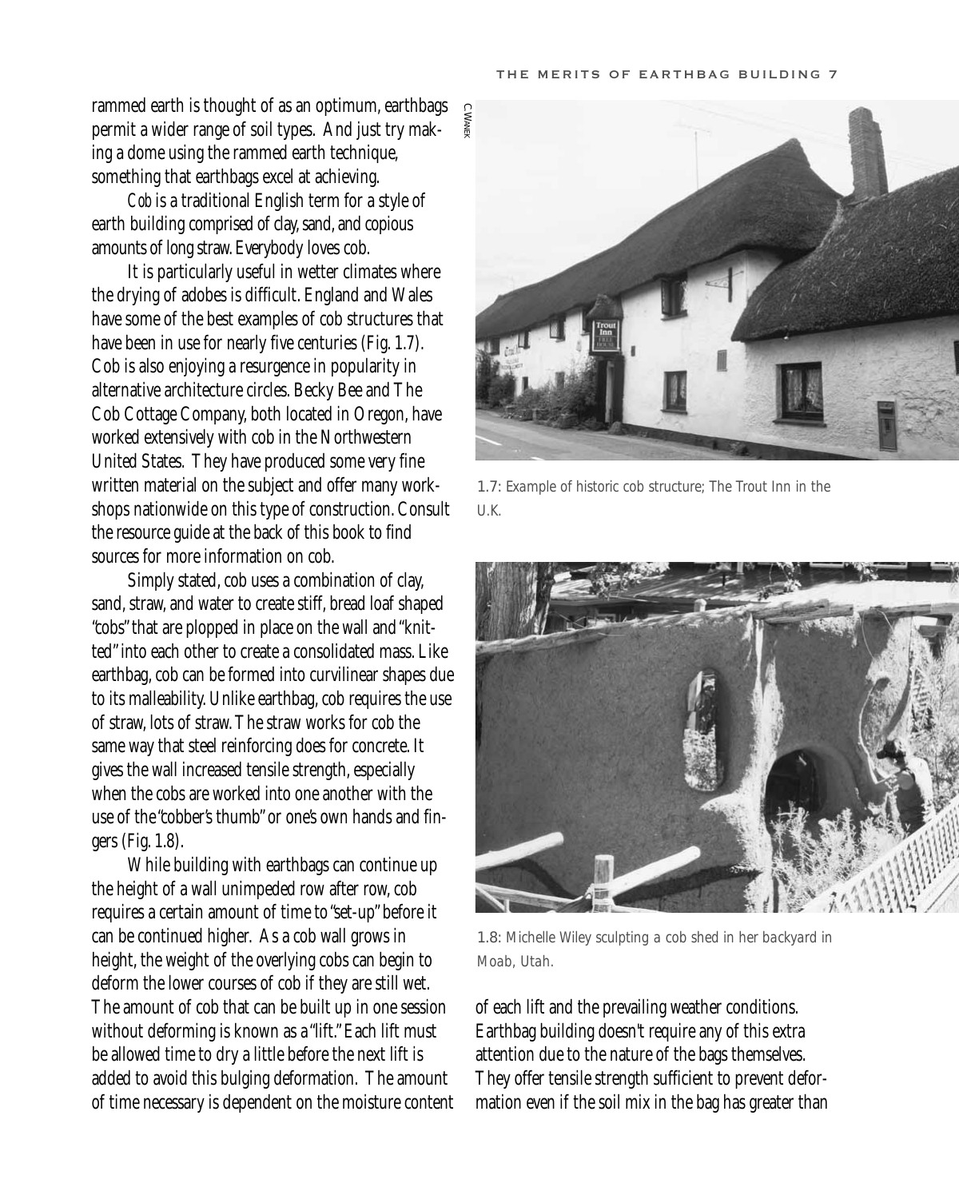rammed earth is thought of as an optimum, earthbags permit a wider range of soil types. And just try making a dome using the rammed earth technique, something that earthbags excel at achieving.

*Cob* is a traditional English term for a style of earth building comprised of clay, sand, and copious amounts of long straw. Everybody loves cob.

It is particularly useful in wetter climates where the drying of adobes is difficult. England and Wales have some of the best examples of cob structures that have been in use for nearly five centuries (Fig. 1.7). Cob is also enjoying a resurgence in popularity in alternative architecture circles. Becky Bee and The Cob Cottage Company, both located in Oregon, have worked extensively with cob in the Northwestern United States. They have produced some very fine written material on the subject and offer many workshops nationwide on this type of construction. Consult the resource guide at the back of this book to find sources for more information on cob.

Simply stated, cob uses a combination of clay, sand, straw, and water to create stiff, bread loaf shaped "cobs" that are plopped in place on the wall and "knitted" into each other to create a consolidated mass. Like earthbag, cob can be formed into curvilinear shapes due to its malleability. Unlike earthbag, cob requires the use of straw, lots of straw. The straw works for cob the same way that steel reinforcing does for concrete. It gives the wall increased tensile strength, especially when the cobs are worked into one another with the use of the "cobber's thumb" or one's own hands and fingers (Fig. 1.8).

While building with earthbags can continue up the height of a wall unimpeded row after row, cob requires a certain amount of time to "set-up" before it can be continued higher. As a cob wall grows in height, the weight of the overlying cobs can begin to deform the lower courses of cob if they are still wet. The amount of cob that can be built up in one session without deforming is known as a "lift." Each lift must be allowed time to dry a little before the next lift is added to avoid this bulging deformation. The amount of time necessary is dependent on the moisture content of each lift and the prevailing weather conditions. Earthbag building doesn't require any of this extra attention due to the nature of the bags themselves. They offer tensile strength sufficient to prevent deformation even if the soil mix in the bag has greater than

C. WANEK

1.7: Example of historic cob structure; The Trout Inn in the U.K.

1.8: Michelle Wiley sculpting a cob shed in her backyard in Moab, Utah.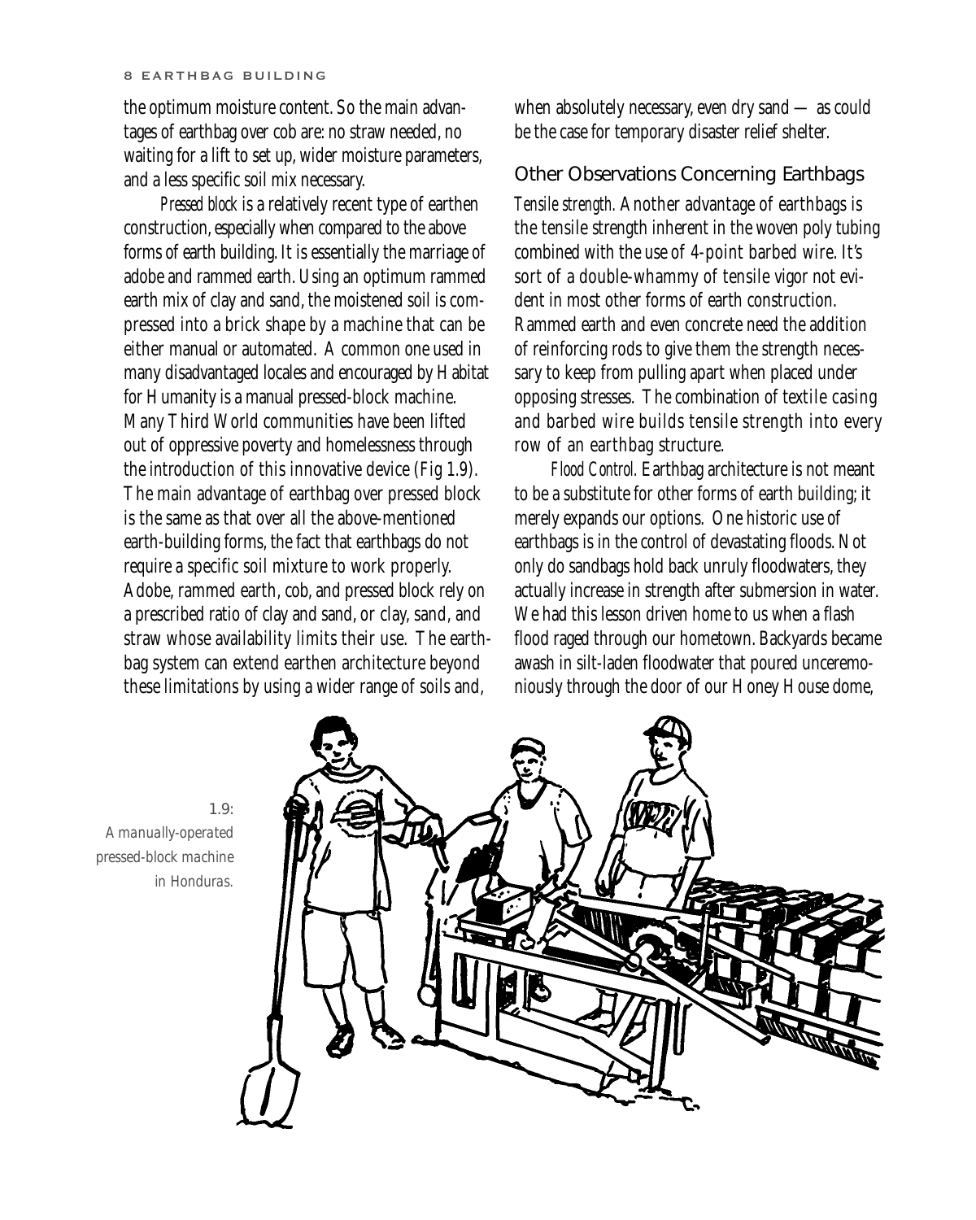the optimum moisture content. So the main advantages of earthbag over cob are: no straw needed, no waiting for a lift to set up, wider moisture parameters, and a less specific soil mix necessary.

*Pressed block* is a relatively recent type of earthen construction, especially when compared to the above forms of earth building. It is essentially the marriage of adobe and rammed earth. Using an optimum rammed earth mix of clay and sand, the moistened soil is compressed into a brick shape by a machine that can be either manual or automated. A common one used in many disadvantaged locales and encouraged by Habitat for Humanity is a manual pressed-block machine. Many Third World communities have been lifted out of oppressive poverty and homelessness through the introduction of this innovative device (Fig 1.9). The main advantage of earthbag over pressed block is the same as that over all the above-mentioned earth-building forms, the fact that earthbags do not require a specific soil mixture to work properly. Adobe, rammed earth, cob, and pressed block rely on a prescribed ratio of clay and sand, or clay, sand, and straw whose availability limits their use. The earthbag system can extend earthen architecture beyond these limitations by using a wider range of soils and, when absolutely necessary, even dry sand — as could be the case for temporary disaster relief shelter.

## Other Observations Concerning Earthbags

*Tensile strength.* Another advantage of earthbags is the tensile strength inherent in the woven poly tubing combined with the use of 4-point barbed wire. It's sort of a double-whammy of tensile vigor not evident in most other forms of earth construction. Rammed earth and even concrete need the addition of reinforcing rods to give them the strength necessary to keep from pulling apart when placed under opposing stresses. The combination of textile casing and barbed wire builds tensile strength into every row of an earthbag structure.

*Flood Control.* Earthbag architecture is not meant to be a substitute for other forms of earth building; it merely expands our options. One historic use of earthbags is in the control of devastating floods. Not only do sandbags hold back unruly floodwaters, they actually increase in strength after submersion in water. We had this lesson driven home to us when a flash flood raged through our hometown. Backyards became awash in silt-laden floodwater that poured unceremoniously through the door of our Honey House dome,

1.9: *A manually-operated pressed-block machine in Honduras.*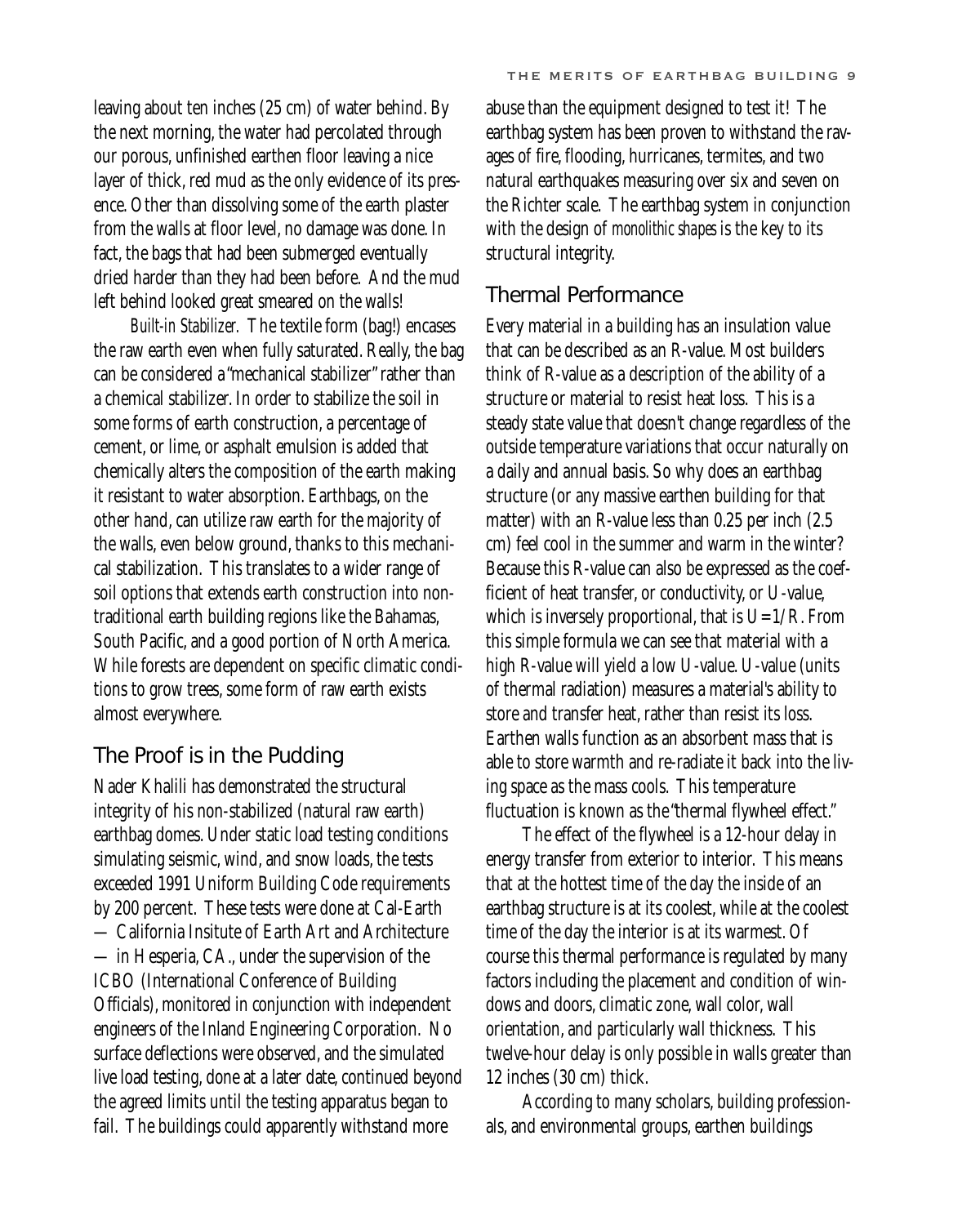leaving about ten inches (25 cm) of water behind. By the next morning, the water had percolated through our porous, unfinished earthen floor leaving a nice layer of thick, red mud as the only evidence of its presence. Other than dissolving some of the earth plaster from the walls at floor level, no damage was done. In fact, the bags that had been submerged eventually dried harder than they had been before. And the mud left behind looked great smeared on the walls!

*Built-in Stabilizer.* The textile form (bag!) encases the raw earth even when fully saturated. Really, the bag can be considered a "mechanical stabilizer" rather than a chemical stabilizer. In order to stabilize the soil in some forms of earth construction, a percentage of cement, or lime, or asphalt emulsion is added that chemically alters the composition of the earth making it resistant to water absorption. Earthbags, on the other hand, can utilize raw earth for the majority of the walls, even below ground, thanks to this mechanical stabilization. This translates to a wider range of soil options that extends earth construction into non-traditional earth building regions like the Bahamas, South Pacific, and a good portion of North America. While forests are dependent on specific climatic conditions to grow trees, some form of raw earth exists almost everywhere.

## The Proof is in the Pudding

Nader Khalili has demonstrated the structural integrity of his non-stabilized (natural raw earth) earthbag domes. Under static load testing conditions simulating seismic, wind, and snow loads, the tests exceeded 1991 Uniform Building Code requirements by 200 percent. These tests were done at Cal-Earth — California Insitute of Earth Art and Architecture — in Hesperia, CA., under the supervision of the ICBO (International Conference of Building Officials), monitored in conjunction with independent engineers of the Inland Engineering Corporation. No surface deflections were observed, and the simulated live load testing, done at a later date, continued beyond the agreed limits until the testing apparatus began to fail. The buildings could apparently withstand more abuse than the equipment designed to test it! The earthbag system has been proven to withstand the ravages of fire, flooding, hurricanes, termites, and two natural earthquakes measuring over six and seven on the Richter scale. The earthbag system in conjunction with the design of *monolithic shapes* is the key to its structural integrity.

## Thermal Performance

Every material in a building has an insulation value that can be described as an R-value. Most builders think of R-value as a description of the ability of a structure or material to resist heat loss. This is a steady state value that doesn't change regardless of the outside temperature variations that occur naturally on a daily and annual basis. So why does an earthbag structure (or any massive earthen building for that matter) with an R-value less than 0.25 per inch (2.5 cm) feel cool in the summer and warm in the winter? Because this R-value can also be expressed as the coefficient of heat transfer, or conductivity, or U-value, which is inversely proportional, that is $U=1/R$. From this simple formula we can see that material with a high R-value will yield a low U-value. U-value (units of thermal radiation) measures a material's ability to store and transfer heat, rather than resist its loss. Earthen walls function as an absorbent mass that is able to store warmth and re-radiate it back into the living space as the mass cools. This temperature fluctuation is known as the "thermal flywheel effect."

The effect of the flywheel is a 12-hour delay in energy transfer from exterior to interior. This means that at the hottest time of the day the inside of an earthbag structure is at its coolest, while at the coolest time of the day the interior is at its warmest. Of course this thermal performance is regulated by many factors including the placement and condition of windows and doors, climatic zone, wall color, wall orientation, and particularly wall thickness. This twelve-hour delay is only possible in walls greater than 12 inches (30 cm) thick.

According to many scholars, building professionals, and environmental groups, earthen buildings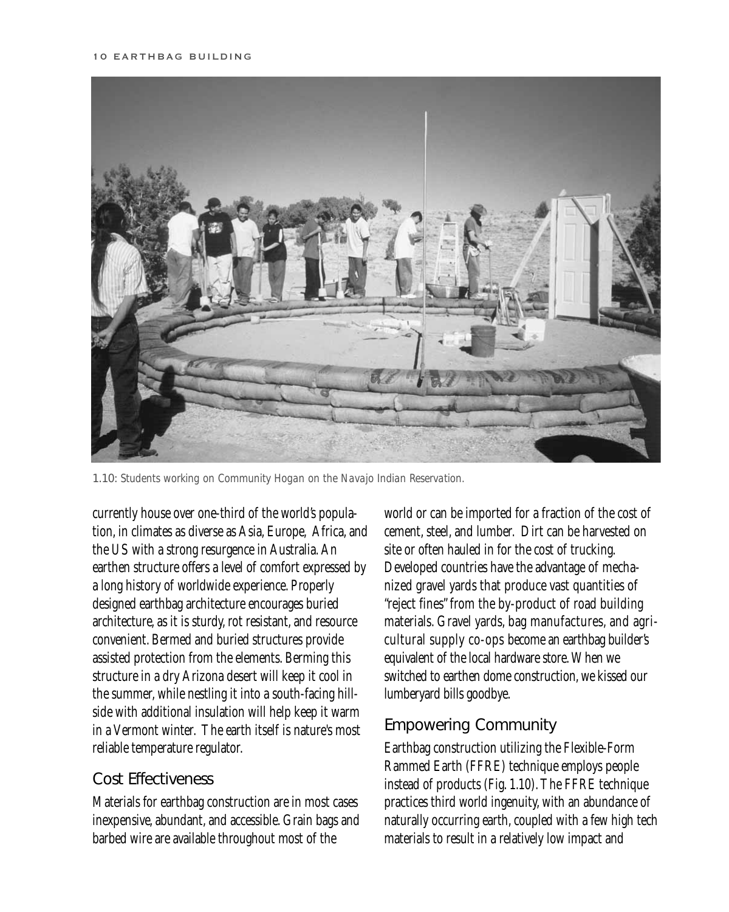1.10: Students working on Community Hogan on the Navajo Indian Reservation.

currently house over one-third of the world's population, in climates as diverse as Asia, Europe, Africa, and the US with a strong resurgence in Australia. An earthen structure offers a level of comfort expressed by a long history of worldwide experience. Properly designed earthbag architecture encourages buried architecture, as it is sturdy, rot resistant, and resource convenient. Bermed and buried structures provide assisted protection from the elements. Berming this structure in a dry Arizona desert will keep it cool in the summer, while nestling it into a south-facing hillside with additional insulation will help keep it warm in a Vermont winter. The earth itself is nature's most reliable temperature regulator.

## Cost Effectiveness

Materials for earthbag construction are in most cases inexpensive, abundant, and accessible. Grain bags and barbed wire are available throughout most of the world or can be imported for a fraction of the cost of cement, steel, and lumber. Dirt can be harvested on site or often hauled in for the cost of trucking. Developed countries have the advantage of mechanized gravel yards that produce vast quantities of "reject fines" from the by-product of road building materials. Gravel yards, bag manufactures, and agricultural supply co-ops become an earthbag builder's equivalent of the local hardware store. When we switched to earthen dome construction, we kissed our lumberyard bills goodbye.

## Empowering Community

Earthbag construction utilizing the Flexible-Form Rammed Earth (FFRE) technique employs people instead of products (Fig. 1.10). The FFRE technique practices third world ingenuity, with an abundance of naturally occurring earth, coupled with a few high tech materials to result in a relatively low impact and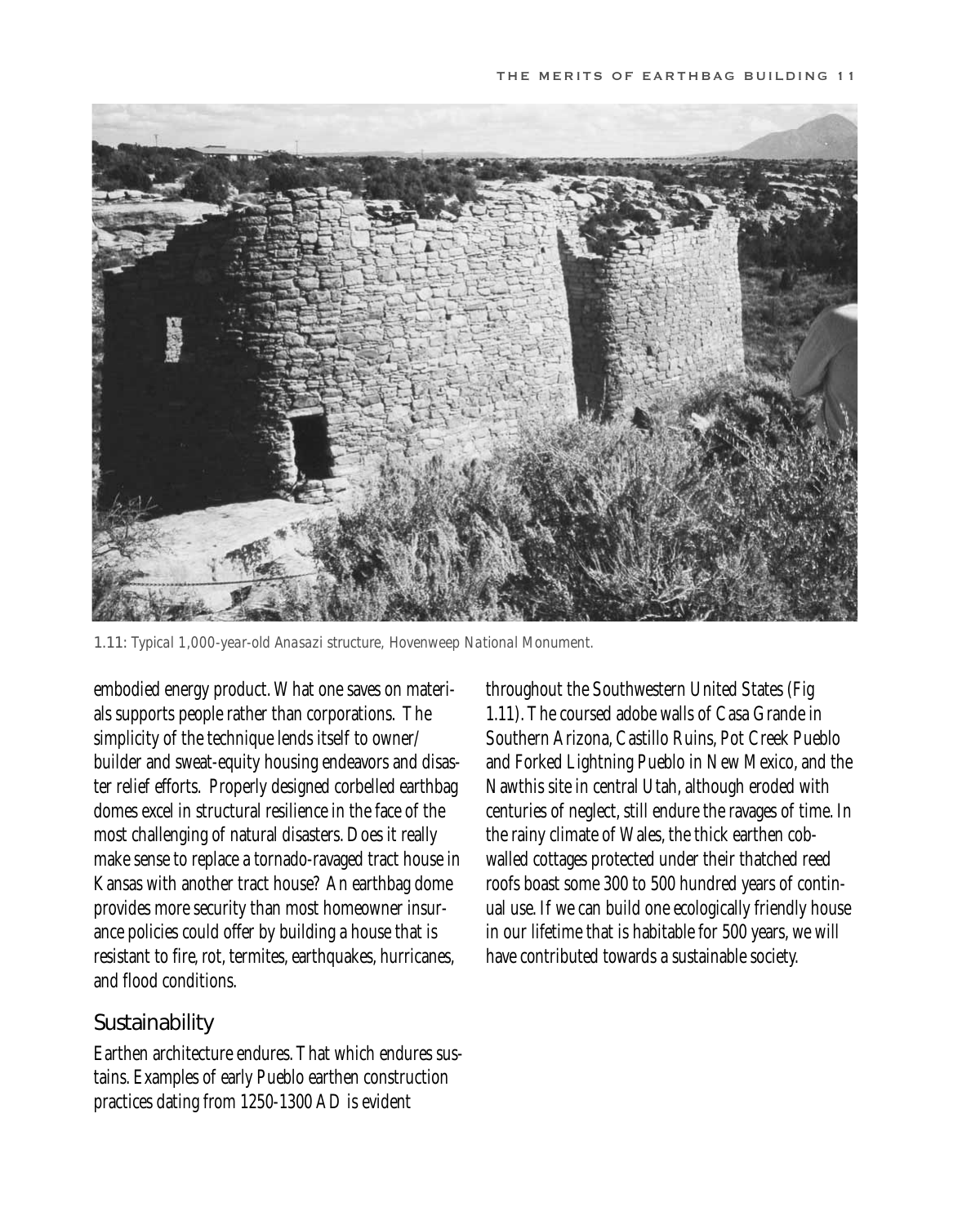1.11: *Typical 1,000-year-old Anasazi structure, Hovenweep National Monument.*

embodied energy product. What one saves on materials supports people rather than corporations. The simplicity of the technique lends itself to owner/builder and sweat-equity housing endeavors and disaster relief efforts. Properly designed corbelled earthbag domes excel in structural resilience in the face of the most challenging of natural disasters. Does it really make sense to replace a tornado-ravaged tract house in Kansas with another tract house? An earthbag dome provides more security than most homeowner insurance policies could offer by building a house that is resistant to fire, rot, termites, earthquakes, hurricanes, and flood conditions.

## Sustainability

Earthen architecture endures. That which endures sustains. Examples of early Pueblo earthen construction practices dating from 1250-1300 AD is evident throughout the Southwestern United States (Fig 1.11). The coursed adobe walls of Casa Grande in Southern Arizona, Castillo Ruins, Pot Creek Pueblo and Forked Lightning Pueblo in New Mexico, and the Nawthis site in central Utah, although eroded with centuries of neglect, still endure the ravages of time. In the rainy climate of Wales, the thick earthen cob-walled cottages protected under their thatched reed roofs boast some 300 to 500 hundred years of continual use. If we can build one ecologically friendly house in our lifetime that is habitable for 500 years, we will have contributed towards a sustainable society.